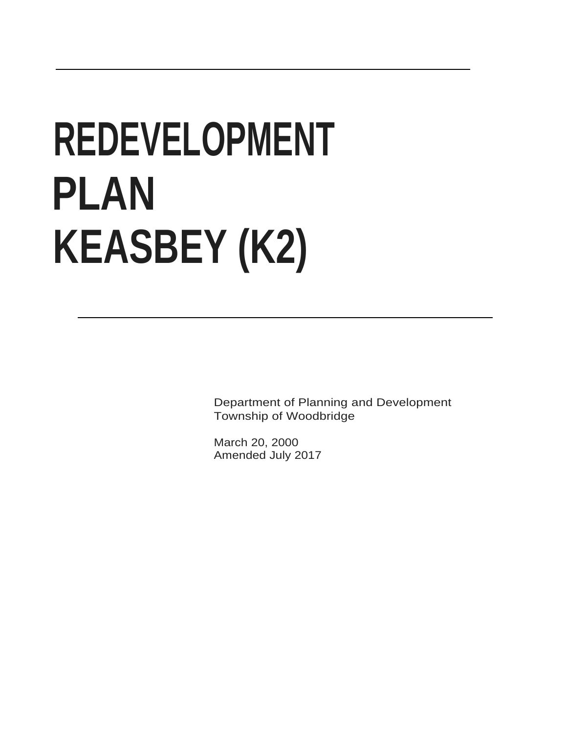# REDEVELOPMENT PLAN KEASBEY (K2)

Department of Planning and Development
Township of Woodbridge

March 20, 2000
Amended July 2017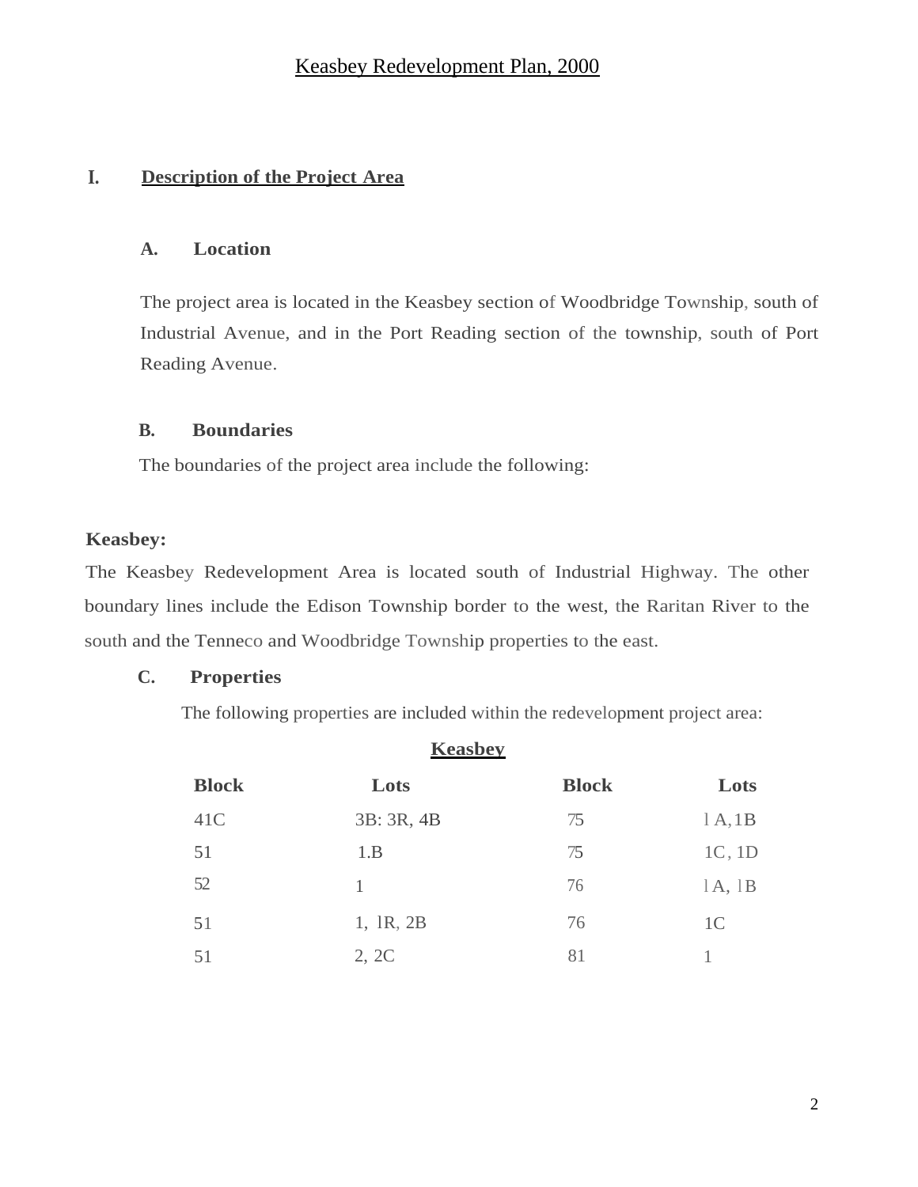# Keasbey Redevelopment Plan, 2000

## I. Description of the Project Area

### A. Location

The project area is located in the Keasbey section of Woodbridge Township, south of Industrial Avenue, and in the Port Reading section of the township, south of Port Reading Avenue.

### B. Boundaries

The boundaries of the project area include the following:

**Keasbey:**

The Keasbey Redevelopment Area is located south of Industrial Highway. The other boundary lines include the Edison Township border to the west, the Raritan River to the south and the Tenneco and Woodbridge Township properties to the east.

### C. Properties

The following properties are included within the redevelopment project area:

**Keasbey**

| Block | Lots | Block | Lots |
|---|---|---|---|
| 41C | 3B: 3R, 4B | 75 | 1A, 1B |
| 51 | 1.B | 75 | 1C, 1D |
| 52 | 1 | 76 | 1A, 1B |
| 51 | 1, 1R, 2B | 76 | 1C |
| 51 | 2, 2C | 81 | 1 |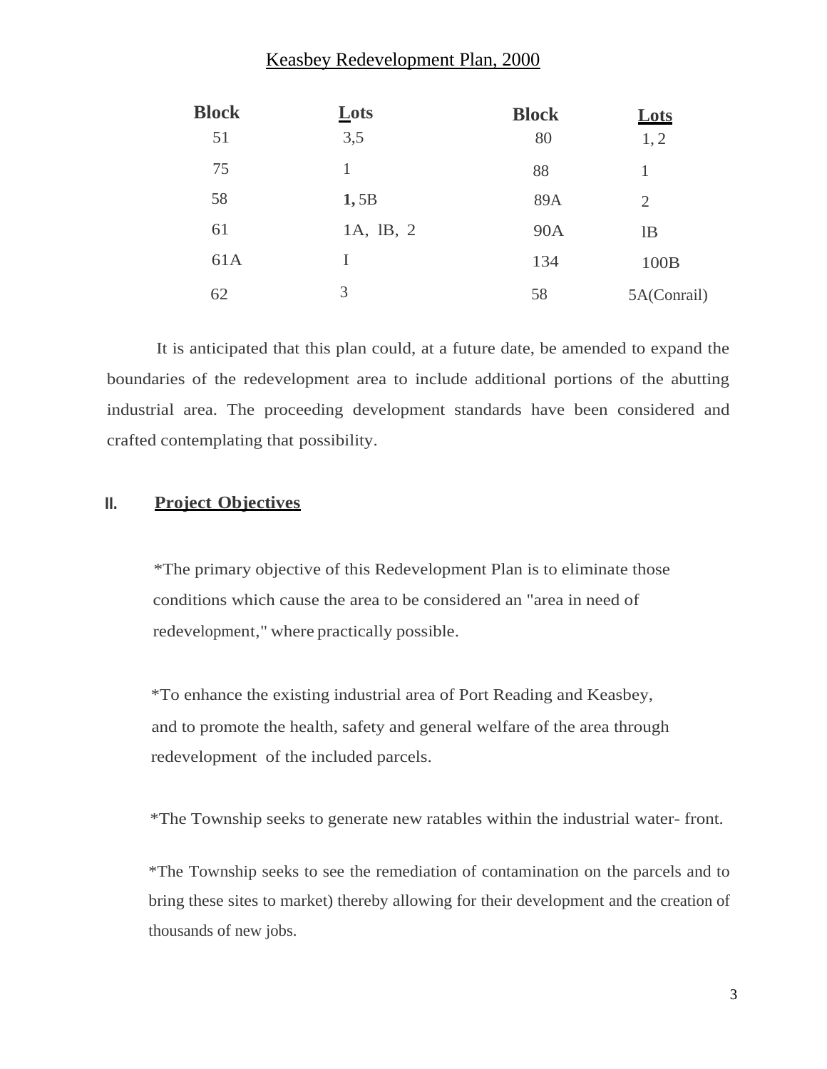Keasbey Redevelopment Plan, 2000

| Block | Lots | Block | Lots |
|---|---|---|---|
| 51 | 3,5 | 80 | 1, 2 |
| 75 | 1 | 88 | 1 |
| 58 | **1,** 5B | 89A | 2 |
| 61 | 1A, lB, 2 | 90A | lB |
| 61A | I | 134 | 100B |
| 62 | 3 | 58 | 5A(Conrail) |

It is anticipated that this plan could, at a future date, be amended to expand the boundaries of the redevelopment area to include additional portions of the abutting industrial area. The proceeding development standards have been considered and crafted contemplating that possibility.

## II. Project Objectives

*The primary objective of this Redevelopment Plan is to eliminate those conditions which cause the area to be considered an "area in need of redevelopment," where practically possible.

*To enhance the existing industrial area of Port Reading and Keasbey, and to promote the health, safety and general welfare of the area through redevelopment of the included parcels.

*The Township seeks to generate new ratables within the industrial water- front.

*The Township seeks to see the remediation of contamination on the parcels and to bring these sites to market) thereby allowing for their development and the creation of thousands of new jobs.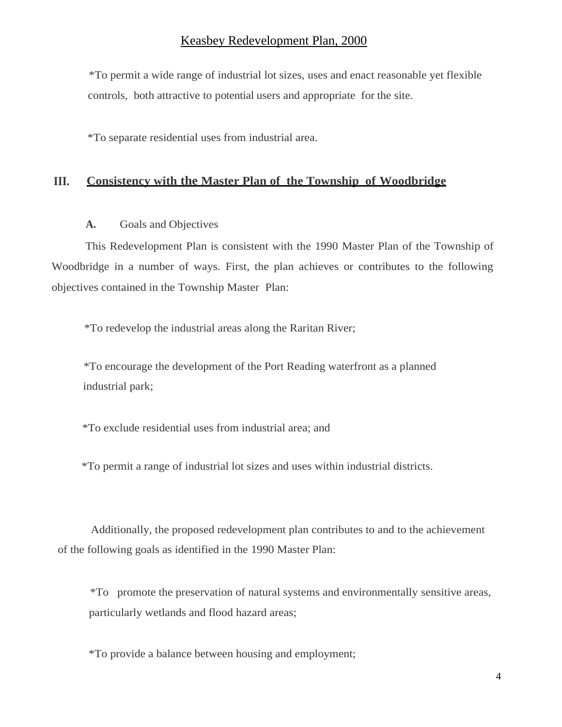*To permit a wide range of industrial lot sizes, uses and enact reasonable yet flexible controls, both attractive to potential users and appropriate for the site.

*To separate residential uses from industrial area.

## III. Consistency with the Master Plan of the Township of Woodbridge

### A. Goals and Objectives

This Redevelopment Plan is consistent with the 1990 Master Plan of the Township of Woodbridge in a number of ways. First, the plan achieves or contributes to the following objectives contained in the Township Master Plan:

*To redevelop the industrial areas along the Raritan River;

*To encourage the development of the Port Reading waterfront as a planned industrial park;

*To exclude residential uses from industrial area; and

*To permit a range of industrial lot sizes and uses within industrial districts.

Additionally, the proposed redevelopment plan contributes to and to the achievement of the following goals as identified in the 1990 Master Plan:

*To promote the preservation of natural systems and environmentally sensitive areas, particularly wetlands and flood hazard areas;

*To provide a balance between housing and employment;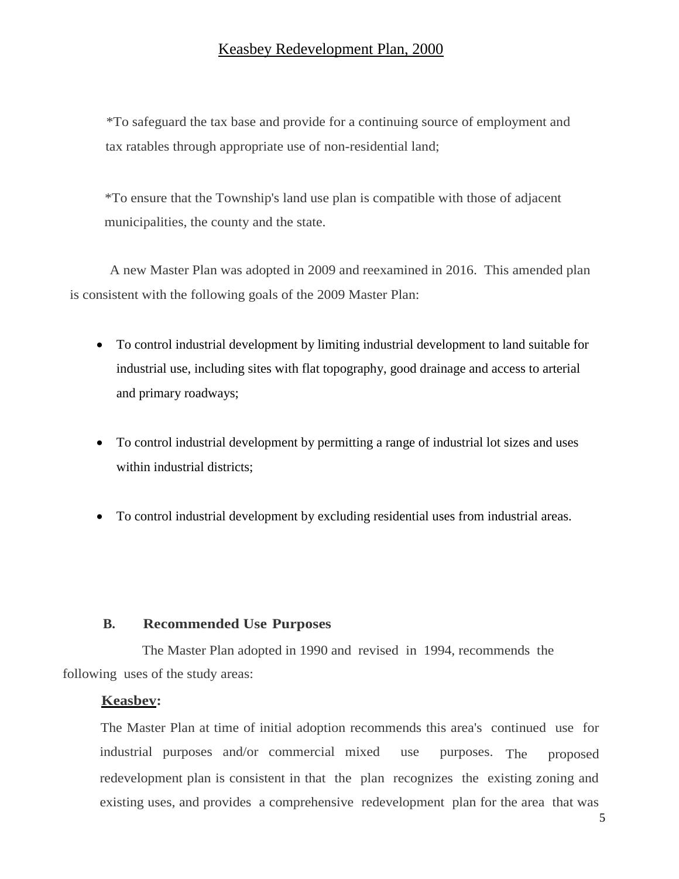*To safeguard the tax base and provide for a continuing source of employment and tax ratables through appropriate use of non-residential land;

*To ensure that the Township's land use plan is compatible with those of adjacent municipalities, the county and the state.

A new Master Plan was adopted in 2009 and reexamined in 2016. This amended plan is consistent with the following goals of the 2009 Master Plan:

- To control industrial development by limiting industrial development to land suitable for industrial use, including sites with flat topography, good drainage and access to arterial and primary roadways;
- To control industrial development by permitting a range of industrial lot sizes and uses within industrial districts;
- To control industrial development by excluding residential uses from industrial areas.

### B. Recommended Use Purposes

The Master Plan adopted in 1990 and revised in 1994, recommends the following uses of the study areas:

**Keasbev:**

The Master Plan at time of initial adoption recommends this area's continued use for industrial purposes and/or commercial mixed use purposes. The proposed redevelopment plan is consistent in that the plan recognizes the existing zoning and existing uses, and provides a comprehensive redevelopment plan for the area that was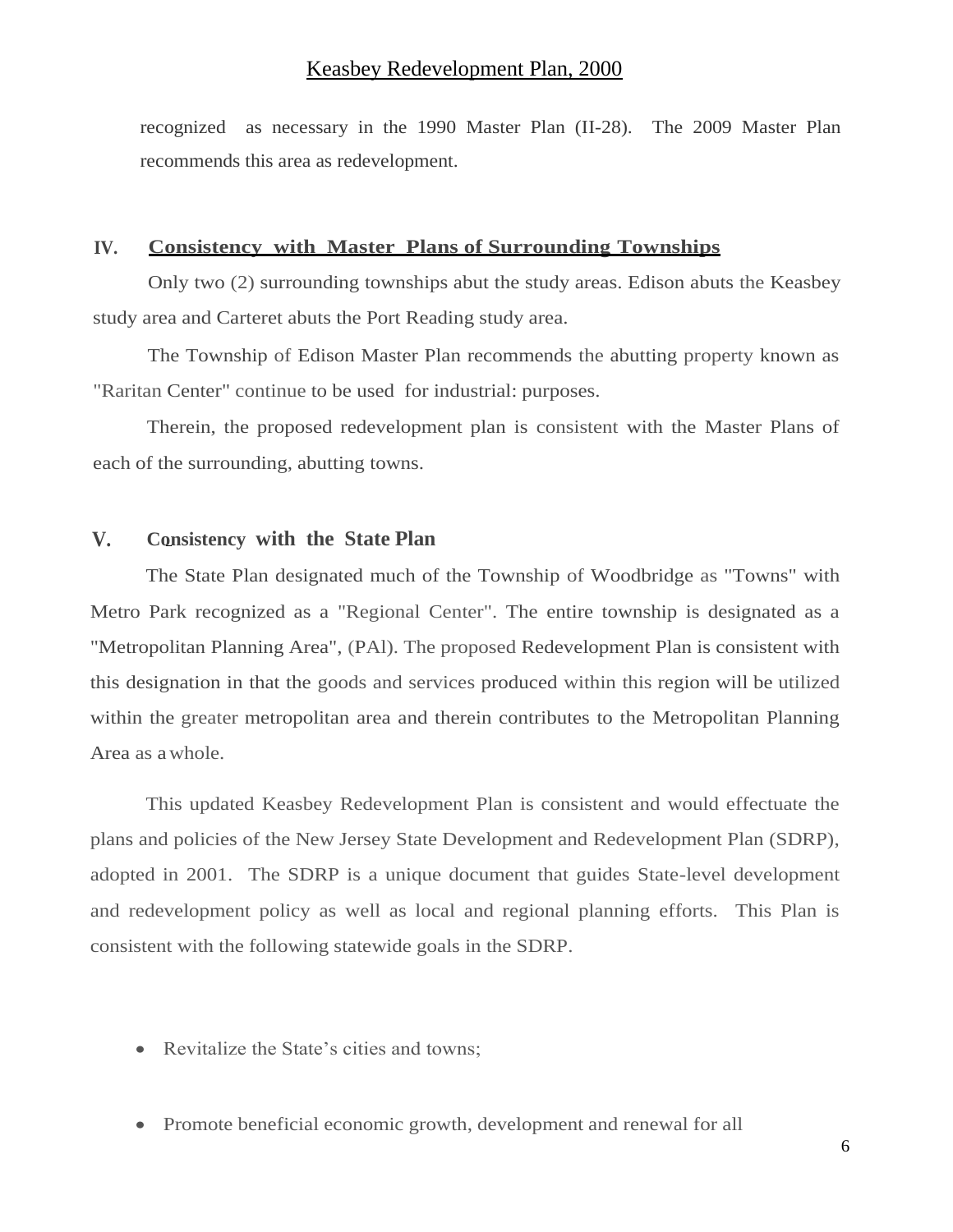recognized as necessary in the 1990 Master Plan (II-28). The 2009 Master Plan recommends this area as redevelopment.

## IV. Consistency with Master Plans of Surrounding Townships

Only two (2) surrounding townships abut the study areas. Edison abuts the Keasbey study area and Carteret abuts the Port Reading study area.

The Township of Edison Master Plan recommends the abutting property known as "Raritan Center" continue to be used for industrial: purposes.

Therein, the proposed redevelopment plan is consistent with the Master Plans of each of the surrounding, abutting towns.

## V. Consistency with the State Plan

The State Plan designated much of the Township of Woodbridge as "Towns" with Metro Park recognized as a "Regional Center". The entire township is designated as a "Metropolitan Planning Area", (PAl). The proposed Redevelopment Plan is consistent with this designation in that the goods and services produced within this region will be utilized within the greater metropolitan area and therein contributes to the Metropolitan Planning Area as a whole.

This updated Keasbey Redevelopment Plan is consistent and would effectuate the plans and policies of the New Jersey State Development and Redevelopment Plan (SDRP), adopted in 2001. The SDRP is a unique document that guides State-level development and redevelopment policy as well as local and regional planning efforts. This Plan is consistent with the following statewide goals in the SDRP.

- Revitalize the State's cities and towns;
- Promote beneficial economic growth, development and renewal for all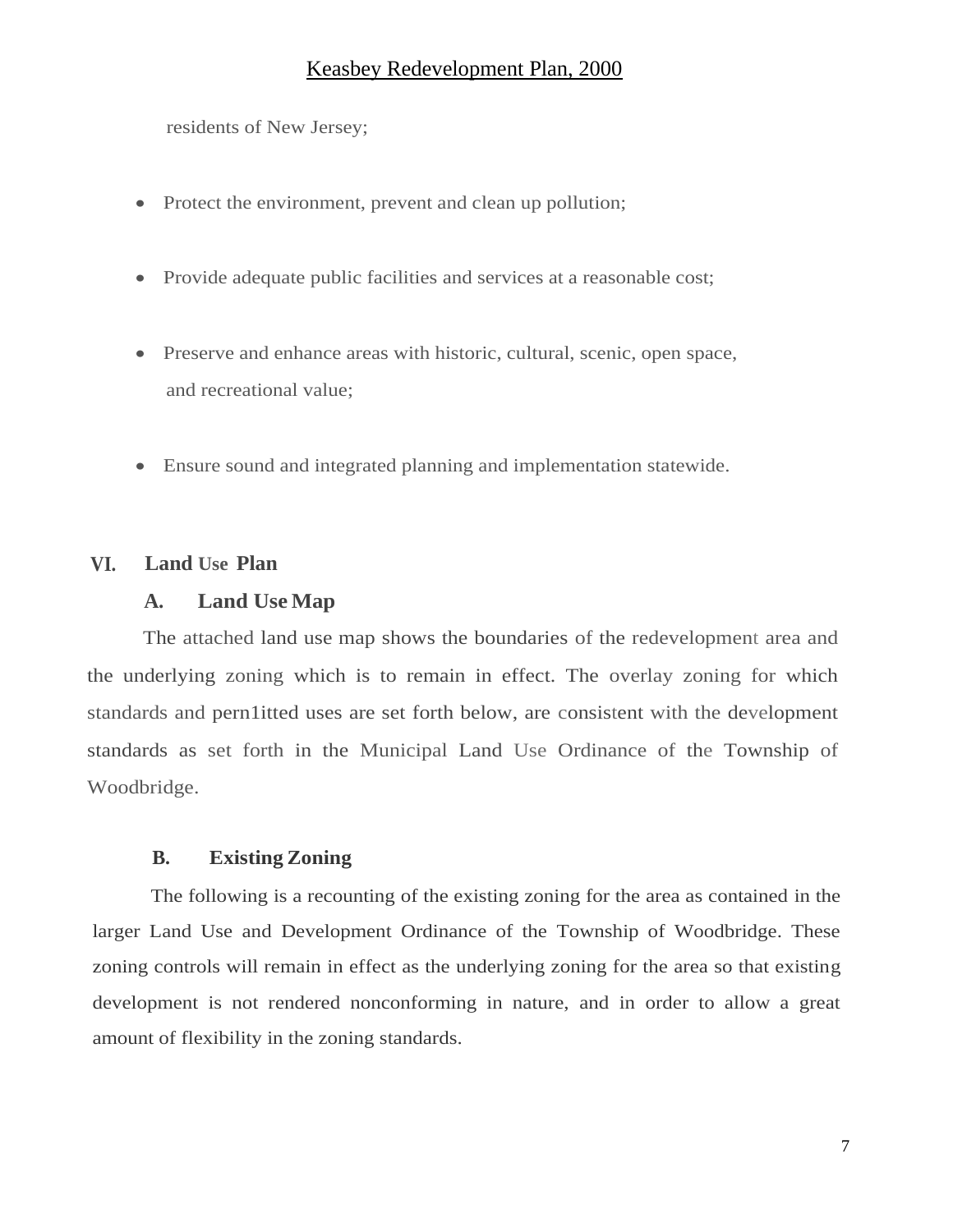residents of New Jersey;

- Protect the environment, prevent and clean up pollution;
- Provide adequate public facilities and services at a reasonable cost;
- Preserve and enhance areas with historic, cultural, scenic, open space, and recreational value;
- Ensure sound and integrated planning and implementation statewide.

## VI. Land Use Plan

### A. Land Use Map

The attached land use map shows the boundaries of the redevelopment area and the underlying zoning which is to remain in effect. The overlay zoning for which standards and pern1itted uses are set forth below, are consistent with the development standards as set forth in the Municipal Land Use Ordinance of the Township of Woodbridge.

### B. Existing Zoning

The following is a recounting of the existing zoning for the area as contained in the larger Land Use and Development Ordinance of the Township of Woodbridge. These zoning controls will remain in effect as the underlying zoning for the area so that existing development is not rendered nonconforming in nature, and in order to allow a great amount of flexibility in the zoning standards.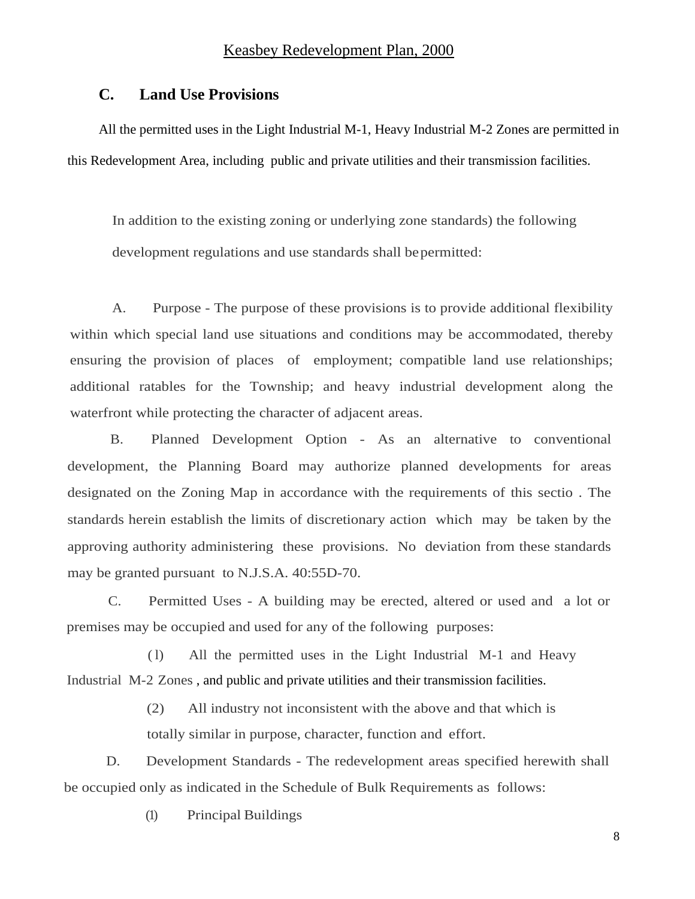## C. Land Use Provisions

All the permitted uses in the Light Industrial M-1, Heavy Industrial M-2 Zones are permitted in this Redevelopment Area, including public and private utilities and their transmission facilities.

In addition to the existing zoning or underlying zone standards) the following development regulations and use standards shall be permitted:

A. Purpose - The purpose of these provisions is to provide additional flexibility within which special land use situations and conditions may be accommodated, thereby ensuring the provision of places of employment; compatible land use relationships; additional ratables for the Township; and heavy industrial development along the waterfront while protecting the character of adjacent areas.

B. Planned Development Option - As an alternative to conventional development, the Planning Board may authorize planned developments for areas designated on the Zoning Map in accordance with the requirements of this sectio . The standards herein establish the limits of discretionary action which may be taken by the approving authority administering these provisions. No deviation from these standards may be granted pursuant to N.J.S.A. 40:55D-70.

C. Permitted Uses - A building may be erected, altered or used and a lot or premises may be occupied and used for any of the following purposes:

(1) All the permitted uses in the Light Industrial M-1 and Heavy Industrial M-2 Zones , and public and private utilities and their transmission facilities.

(2) All industry not inconsistent with the above and that which is totally similar in purpose, character, function and effort.

D. Development Standards - The redevelopment areas specified herewith shall be occupied only as indicated in the Schedule of Bulk Requirements as follows:

(1) Principal Buildings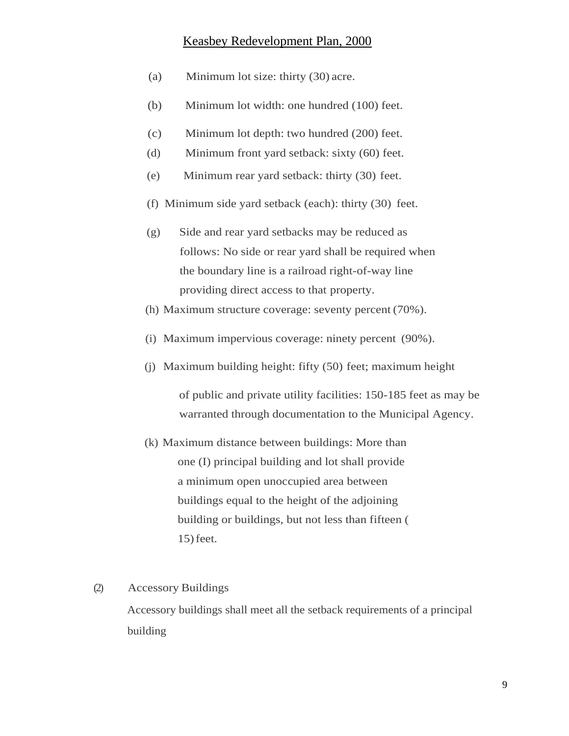(a) Minimum lot size: thirty (30) acre.

(b) Minimum lot width: one hundred (100) feet.

(c) Minimum lot depth: two hundred (200) feet.

(d) Minimum front yard setback: sixty (60) feet.

(e) Minimum rear yard setback: thirty (30) feet.

(f) Minimum side yard setback (each): thirty (30) feet.

(g) Side and rear yard setbacks may be reduced as follows: No side or rear yard shall be required when the boundary line is a railroad right-of-way line providing direct access to that property.

(h) Maximum structure coverage: seventy percent (70%).

(i) Maximum impervious coverage: ninety percent (90%).

(j) Maximum building height: fifty (50) feet; maximum height of public and private utility facilities: 150-185 feet as may be warranted through documentation to the Municipal Agency.

(k) Maximum distance between buildings: More than one (I) principal building and lot shall provide a minimum open unoccupied area between buildings equal to the height of the adjoining building or buildings, but not less than fifteen (15) feet.

(2) Accessory Buildings

Accessory buildings shall meet all the setback requirements of a principal building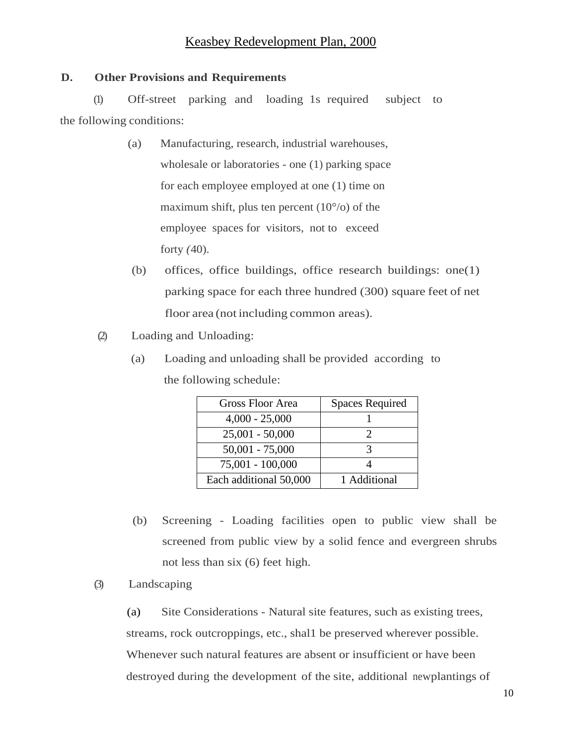**D. Other Provisions and Requirements**

(1) Off-street parking and loading 1s required subject to the following conditions:

(a) Manufacturing, research, industrial warehouses, wholesale or laboratories - one (1) parking space for each employee employed at one (1) time on maximum shift, plus ten percent (10°/o) of the employee spaces for visitors, not to exceed forty (40).

(b) offices, office buildings, office research buildings: one(1) parking space for each three hundred (300) square feet of net floor area (not including common areas).

(2) Loading and Unloading:

(a) Loading and unloading shall be provided according to the following schedule:

| Gross Floor Area | Spaces Required |
|---|---|
| 4,000 - 25,000 | 1 |
| 25,001 - 50,000 | 2 |
| 50,001 - 75,000 | 3 |
| 75,001 - 100,000 | 4 |
| Each additional 50,000 | 1 Additional |

(b) Screening - Loading facilities open to public view shall be screened from public view by a solid fence and evergreen shrubs not less than six (6) feet high.

(3) Landscaping

(a) Site Considerations - Natural site features, such as existing trees, streams, rock outcroppings, etc., shal1 be preserved wherever possible. Whenever such natural features are absent or insufficient or have been destroyed during the development of the site, additional newplantings of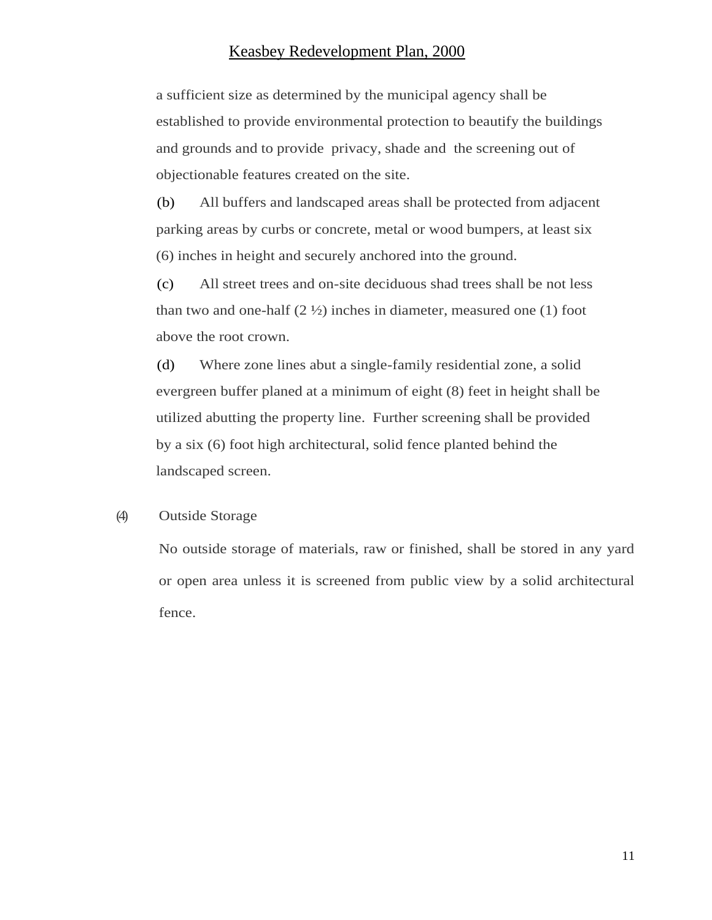a sufficient size as determined by the municipal agency shall be established to provide environmental protection to beautify the buildings and grounds and to provide privacy, shade and the screening out of objectionable features created on the site.

(b) All buffers and landscaped areas shall be protected from adjacent parking areas by curbs or concrete, metal or wood bumpers, at least six (6) inches in height and securely anchored into the ground.

(c) All street trees and on-site deciduous shad trees shall be not less than two and one-half (2 ½) inches in diameter, measured one (1) foot above the root crown.

(d) Where zone lines abut a single-family residential zone, a solid evergreen buffer planed at a minimum of eight (8) feet in height shall be utilized abutting the property line. Further screening shall be provided by a six (6) foot high architectural, solid fence planted behind the landscaped screen.

(4) Outside Storage

No outside storage of materials, raw or finished, shall be stored in any yard or open area unless it is screened from public view by a solid architectural fence.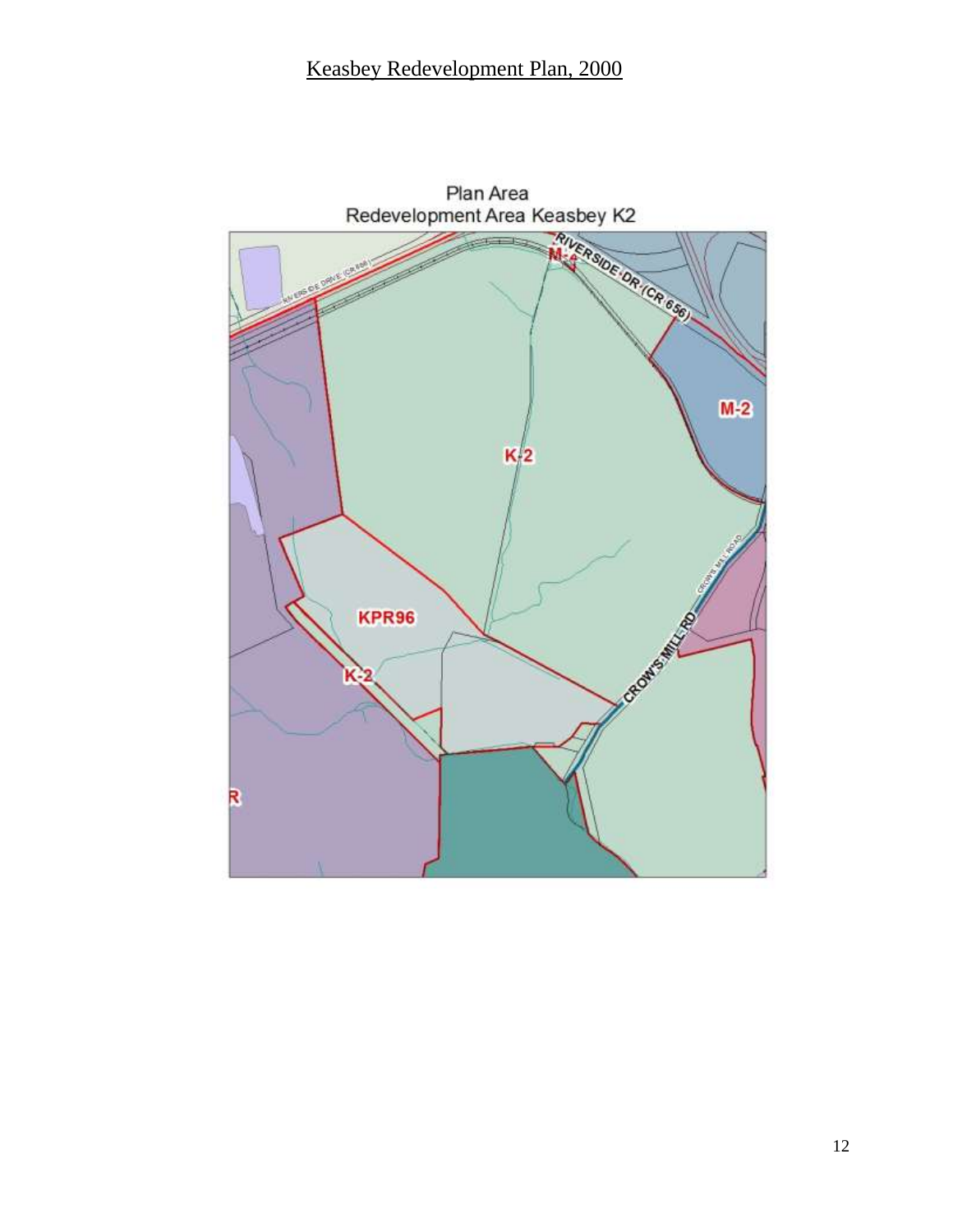Keasbey Redevelopment Plan, 2000

Plan Area
Redevelopment Area Keasbey K2

RIVERSIDE DR (CR 656)

RIVERSIDE DRIVE (CR 656)

M-1

M-2

K-2

KPR96

K-2

CROW'S MILL RD

CROW'S MILL ROAD

R